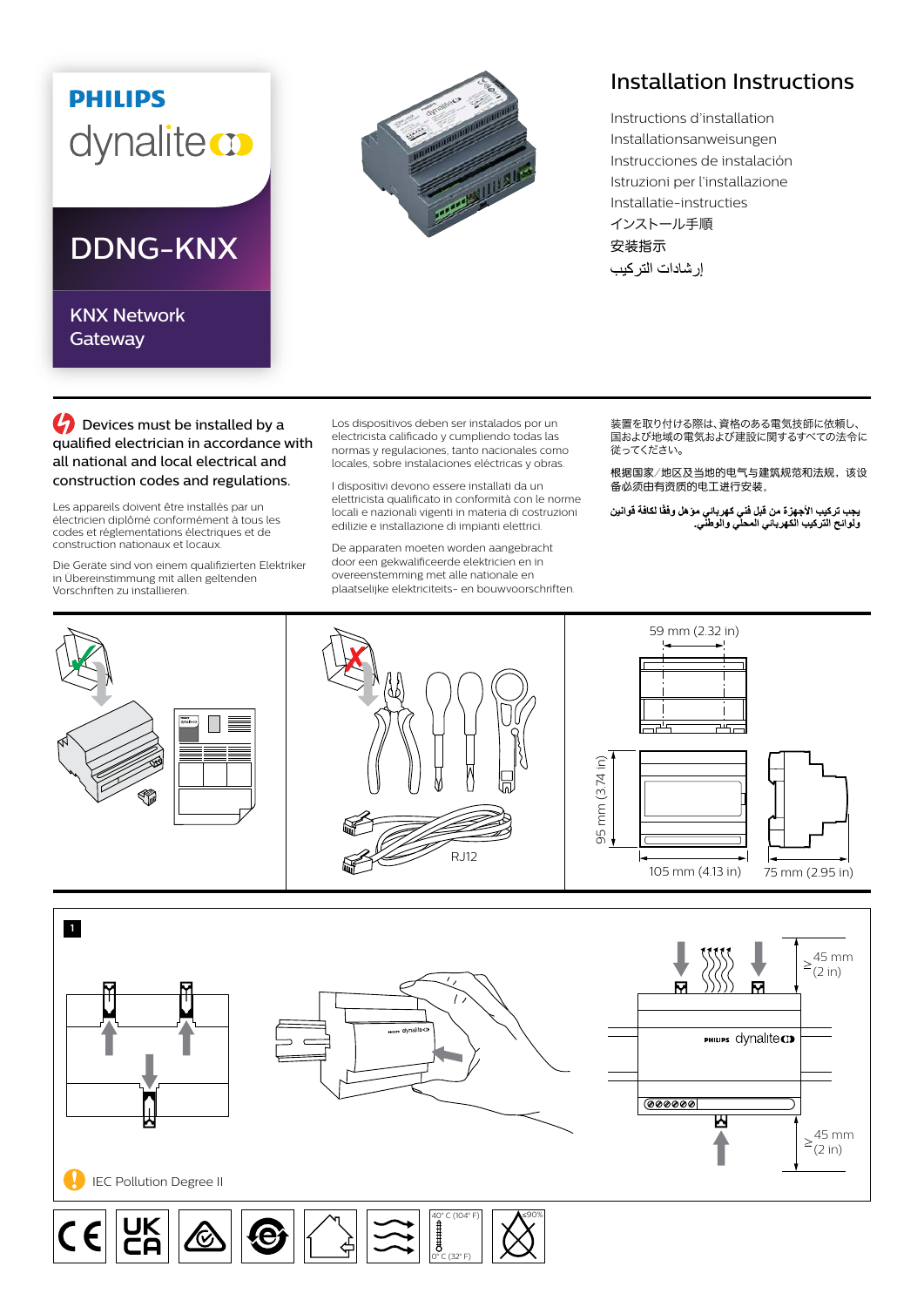**PHILIPS**

dynalite

# DDNG-KNX

## KNX Network Gateway

# Installation Instructions

Instructions d'installation
Installationsanweisungen
Instrucciones de instalación
Istruzioni per l'installazione
Installatie-instructies
インストール手順
安装指示
إرشادات التركيب

**Devices must be installed by a qualified electrician in accordance with all national and local electrical and construction codes and regulations.**

Les appareils doivent être installés par un électricien diplômé conformément à tous les codes et réglementations électriques et de construction nationaux et locaux.

Die Geräte sind von einem qualifizierten Elektriker in Übereinstimmung mit allen geltenden Vorschriften zu installieren.

Los dispositivos deben ser instalados por un electricista calificado y cumpliendo todas las normas y regulaciones, tanto nacionales como locales, sobre instalaciones eléctricas y obras.

I dispositivi devono essere installati da un elettricista qualificato in conformità con le norme locali e nazionali vigenti in materia di costruzioni edilizie e installazione di impianti elettrici.

De apparaten moeten worden aangebracht door een gekwalificeerde elektricien en in overeenstemming met alle nationale en plaatselijke elektriciteits- en bouwvoorschriften.

装置を取り付ける際は、資格のある電気技師に依頼し、国および地域の電気および建設に関するすべての法令に従ってください。

根据国家/地区及当地的电气与建筑规范和法规，该设备必须由有资质的电工进行安装。

يجب تركيب الأجهزة من قبل فني كهربائي مؤهل وفقًا لكافة قوانين ولوائح التركيب الكهربائي المحلي والوطني.

RJ12

59 mm (2.32 in)

95 mm (3.74 in)

105 mm (4.13 in)

75 mm (2.95 in)

1

≥ 45 mm (2 in)

≥ 45 mm (2 in)

IEC Pollution Degree II

40° C (104° F)

0° C (32° F)

≤90%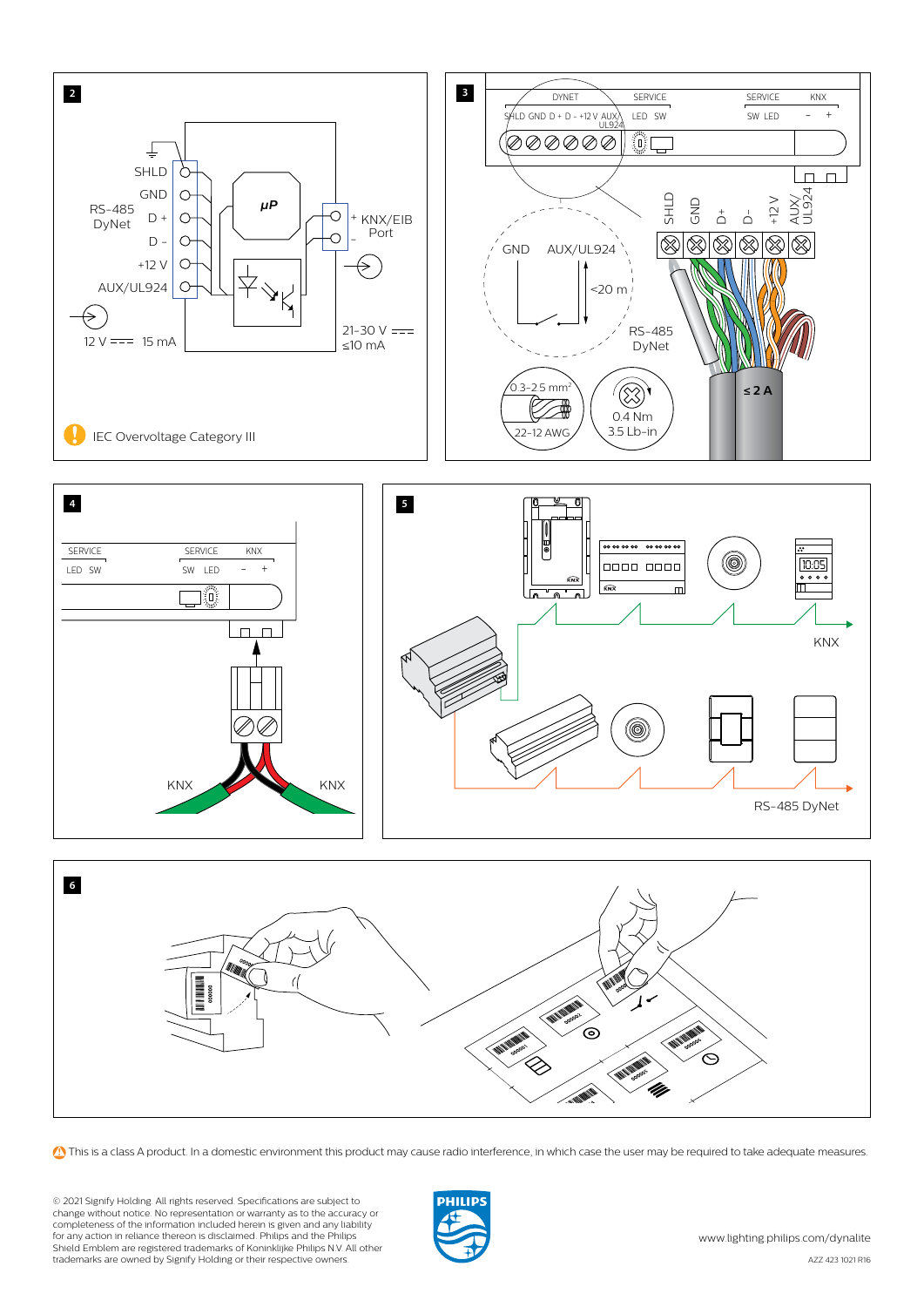**2**

SHLD
GND
RS-485 DyNet
D +
D -
+12 V
AUX/UL924
μP
+ KNX/EIB Port
-
12 V ⎓ 15 mA
21-30 V ⎓
≤10 mA

IEC Overvoltage Category III

**3**

DYNET
SHLD GND D + D - +12 V AUX/ UL924
SERVICE
LED SW
SERVICE
SW LED
KNX
- +
GND AUX/UL924
<20 m
RS-485 DyNet
SHLD GND D+ D- +12 V AUX/ UL924
0.3-2.5 mm²
22-12 AWG
0.4 Nm
3.5 Lb-in
≤ 2 A

**4**

SERVICE
LED SW
SERVICE
SW LED
KNX
- +
KNX
KNX

**5**

10:05
KNX
RS-485 DyNet

**6**

This is a class A product. In a domestic environment this product may cause radio interference, in which case the user may be required to take adequate measures.

© 2021 Signify Holding. All rights reserved. Specifications are subject to change without notice. No representation or warranty as to the accuracy or completeness of the information included herein is given and any liability for any action in reliance thereon is disclaimed. Philips and the Philips Shield Emblem are registered trademarks of Koninklijke Philips N.V. All other trademarks are owned by Signify Holding or their respective owners.

PHILIPS

www.lighting.philips.com/dynalite

AZZ 423 1021 R16